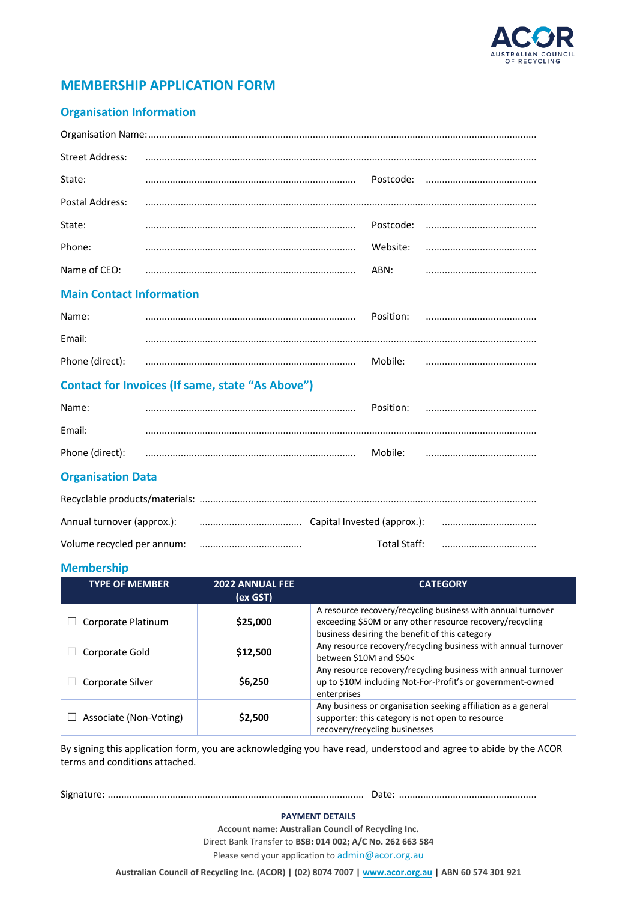AUSTRALIAN COUNCIL OF RECYCLING

# MEMBERSHIP APPLICATION FORM

## Organisation Information

Organisation Name: ..............................................................................................................................................

Street Address: ..............................................................................................................................................

State: .............................................................................. Postcode: ..........................................

Postal Address: ..............................................................................................................................................

State: .............................................................................. Postcode: ..........................................

Phone: .............................................................................. Website: ..........................................

Name of CEO: .............................................................................. ABN: ..........................................

## Main Contact Information

Name: .............................................................................. Position: ..........................................

Email: ..............................................................................................................................................

Phone (direct): .............................................................................. Mobile: ..........................................

## Contact for Invoices (If same, state "As Above")

Name: .............................................................................. Position: ..........................................

Email: ..............................................................................................................................................

Phone (direct): .............................................................................. Mobile: ..........................................

## Organisation Data

Recyclable products/materials: ..........................................................................................................................

Annual turnover (approx.): ...................................... Capital Invested (approx.): ...................................

Volume recycled per annum: ...................................... Total Staff: ...................................

## Membership

| TYPE OF MEMBER | 2022 ANNUAL FEE (ex GST) | CATEGORY |
|---|---|---|
| ☐ Corporate Platinum | **$25,000** | A resource recovery/recycling business with annual turnover exceeding $50M or any other resource recovery/recycling business desiring the benefit of this category |
| ☐ Corporate Gold | **$12,500** | Any resource recovery/recycling business with annual turnover between $10M and $50< |
| ☐ Corporate Silver | **$6,250** | Any resource recovery/recycling business with annual turnover up to $10M including Not-For-Profit's or government-owned enterprises |
| ☐ Associate (Non-Voting) | **$2,500** | Any business or organisation seeking affiliation as a general supporter: this category is not open to resource recovery/recycling businesses |

By signing this application form, you are acknowledging you have read, understood and agree to abide by the ACOR terms and conditions attached.

Signature: .............................................................................................. Date: ..................................................

**PAYMENT DETAILS**

**Account name: Australian Council of Recycling Inc.**

Direct Bank Transfer to **BSB: 014 002; A/C No. 262 663 584**

Please send your application to admin@acor.org.au

**Australian Council of Recycling Inc. (ACOR) | (02) 8074 7007 | www.acor.org.au | ABN 60 574 301 921**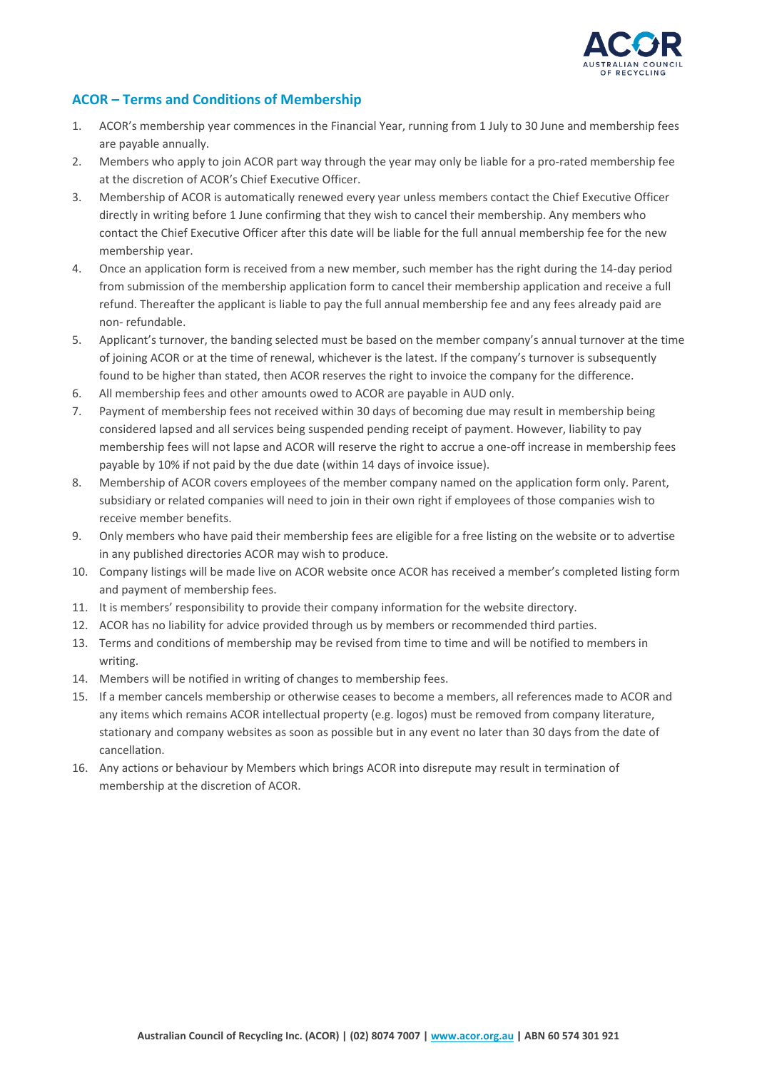## ACOR – Terms and Conditions of Membership

1. ACOR's membership year commences in the Financial Year, running from 1 July to 30 June and membership fees are payable annually.
2. Members who apply to join ACOR part way through the year may only be liable for a pro-rated membership fee at the discretion of ACOR's Chief Executive Officer.
3. Membership of ACOR is automatically renewed every year unless members contact the Chief Executive Officer directly in writing before 1 June confirming that they wish to cancel their membership. Any members who contact the Chief Executive Officer after this date will be liable for the full annual membership fee for the new membership year.
4. Once an application form is received from a new member, such member has the right during the 14-day period from submission of the membership application form to cancel their membership application and receive a full refund. Thereafter the applicant is liable to pay the full annual membership fee and any fees already paid are non- refundable.
5. Applicant's turnover, the banding selected must be based on the member company's annual turnover at the time of joining ACOR or at the time of renewal, whichever is the latest. If the company's turnover is subsequently found to be higher than stated, then ACOR reserves the right to invoice the company for the difference.
6. All membership fees and other amounts owed to ACOR are payable in AUD only.
7. Payment of membership fees not received within 30 days of becoming due may result in membership being considered lapsed and all services being suspended pending receipt of payment. However, liability to pay membership fees will not lapse and ACOR will reserve the right to accrue a one-off increase in membership fees payable by 10% if not paid by the due date (within 14 days of invoice issue).
8. Membership of ACOR covers employees of the member company named on the application form only. Parent, subsidiary or related companies will need to join in their own right if employees of those companies wish to receive member benefits.
9. Only members who have paid their membership fees are eligible for a free listing on the website or to advertise in any published directories ACOR may wish to produce.
10. Company listings will be made live on ACOR website once ACOR has received a member's completed listing form and payment of membership fees.
11. It is members' responsibility to provide their company information for the website directory.
12. ACOR has no liability for advice provided through us by members or recommended third parties.
13. Terms and conditions of membership may be revised from time to time and will be notified to members in writing.
14. Members will be notified in writing of changes to membership fees.
15. If a member cancels membership or otherwise ceases to become a members, all references made to ACOR and any items which remains ACOR intellectual property (e.g. logos) must be removed from company literature, stationary and company websites as soon as possible but in any event no later than 30 days from the date of cancellation.
16. Any actions or behaviour by Members which brings ACOR into disrepute may result in termination of membership at the discretion of ACOR.